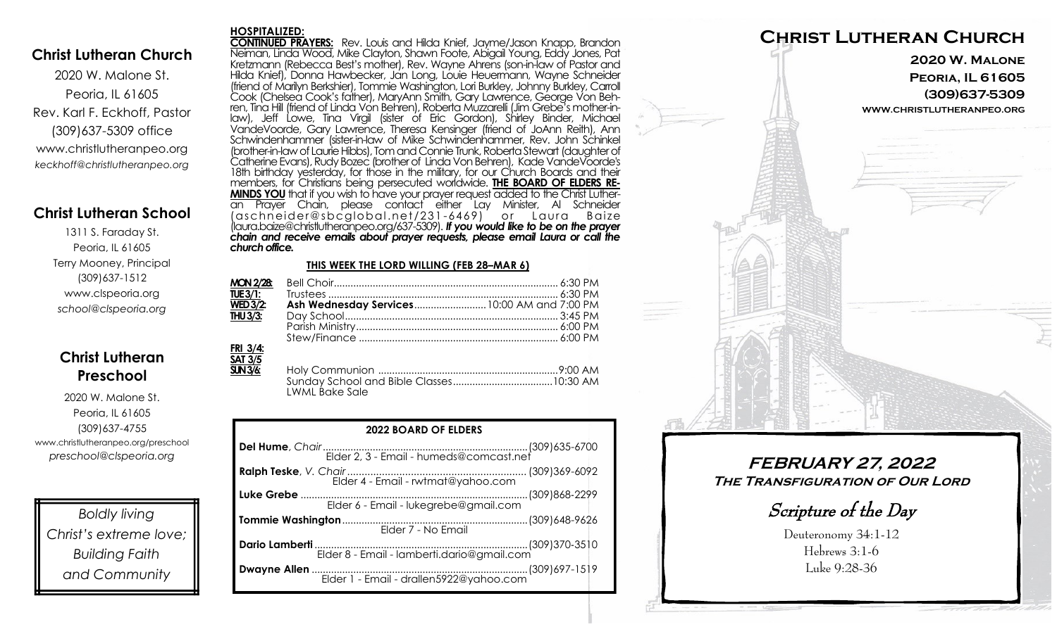## Christ Lutheran Church

2020 W. Malone St.
Peoria, IL 61605
Rev. Karl F. Eckhoff, Pastor
(309)637-5309 office
www.christlutheranpeo.org
*keckhoff@christlutheranpeo.org*

## Christ Lutheran School

1311 S. Faraday St.
Peoria, IL 61605
Terry Mooney, Principal
(309)637-1512
www.clspeoria.org
*school@clspeoria.org*

## Christ Lutheran Preschool

2020 W. Malone St.
Peoria, IL 61605
(309)637-4755
www.christlutheranpeo.org/preschool
*preschool@clspeoria.org*

*Boldly living Christ's extreme love; Building Faith and Community*

**HOSPITALIZED:**

**CONTINUED PRAYERS:** Rev. Louis and Hilda Knief, Jayme/Jason Knapp, Brandon Neiman, Linda Wood, Mike Clayton, Shawn Foote, Abigail Young, Eddy Jones, Pat Kretzmann (Rebecca Best's mother), Rev. Wayne Ahrens (son-in-law of Pastor and Hilda Knief), Donna Hawbecker, Jan Long, Louie Heuermann, Wayne Schneider (friend of Marilyn Berkshier), Tommie Washington, Lori Burkley, Johnny Burkley, Carroll Cook (Chelsea Cook's father), MaryAnn Smith, Gary Lawrence, George Von Behren, Tina Hill (friend of Linda Von Behren), Roberta Muzzarelli (Jim Grebe's mother-in-law), Jeff Lowe, Tina Virgil (sister of Eric Gordon), Shirley Binder, Michael VandeVoorde, Gary Lawrence, Theresa Kensinger (friend of JoAnn Reith), Ann Schwindenhammer (sister-in-law of Mike Schwindenhammer, Rev. John Schinkel (brother-in-law of Laurie Hibbs), Tom and Connie Trunk, Roberta Stewart (daughter of Catherine Evans), Rudy Bozec (brother of Linda Von Behren), Kade VandeVoorde's 18th birthday yesterday, for those in the military, for our Church Boards and their members, for Christians being persecuted worldwide. **THE BOARD OF ELDERS REMINDS YOU** that if you wish to have your prayer request added to the Christ Lutheran Prayer Chain, please contact either Lay Minister, Al Schneider (aschneider@sbcglobal.net/231-6469) or Laura Baize (laura.baize@christlutheranpeo.org/637-5309). ***If you would like to be on the prayer chain and receive emails about prayer requests, please email Laura or call the church office.***

**THIS WEEK THE LORD WILLING (FEB 28–MAR 6)**

| | | |
|---|---|---|
| **MON 2/28:** | Bell Choir | 6:30 PM |
| **TUE 3/1:** | Trustees | 6:30 PM |
| **WED 3/2:** | **Ash Wednesday Services** | 10:00 AM and 7:00 PM |
| **THU 3/3:** | Day School | 3:45 PM |
| | Parish Ministry | 6:00 PM |
| | Stew/Finance | 6:00 PM |
| **FRI 3/4:** | | |
| **SAT 3/5** | | |
| **SUN 3/6:** | Holy Communion | 9:00 AM |
| | Sunday School and Bible Classes | 10:30 AM |
| | LWML Bake Sale | |

**2022 BOARD OF ELDERS**

**Del Hume**, *Chair* (309)635-6700
Elder 2, 3 - Email - humeds@comcast.net

**Ralph Teske**, *V. Chair* (309)369-6092
Elder 4 - Email - rwtmat@yahoo.com

**Luke Grebe** (309)868-2299
Elder 6 - Email - lukegrebe@gmail.com

**Tommie Washington** (309)648-9626
Elder 7 - No Email

**Dario Lamberti** (309)370-3510
Elder 8 - Email - lamberti.dario@gmail.com

**Dwayne Allen** (309)697-1519
Elder 1 - Email - drallen5922@yahoo.com

# Christ Lutheran Church

**2020 W. Malone**
**Peoria, IL 61605**
**(309)637-5309**
**www.christlutheranpeo.org**

## FEBRUARY 27, 2022
**The Transfiguration of Our Lord**

### *Scripture of the Day*

Deuteronomy 34:1-12
Hebrews 3:1-6
Luke 9:28-36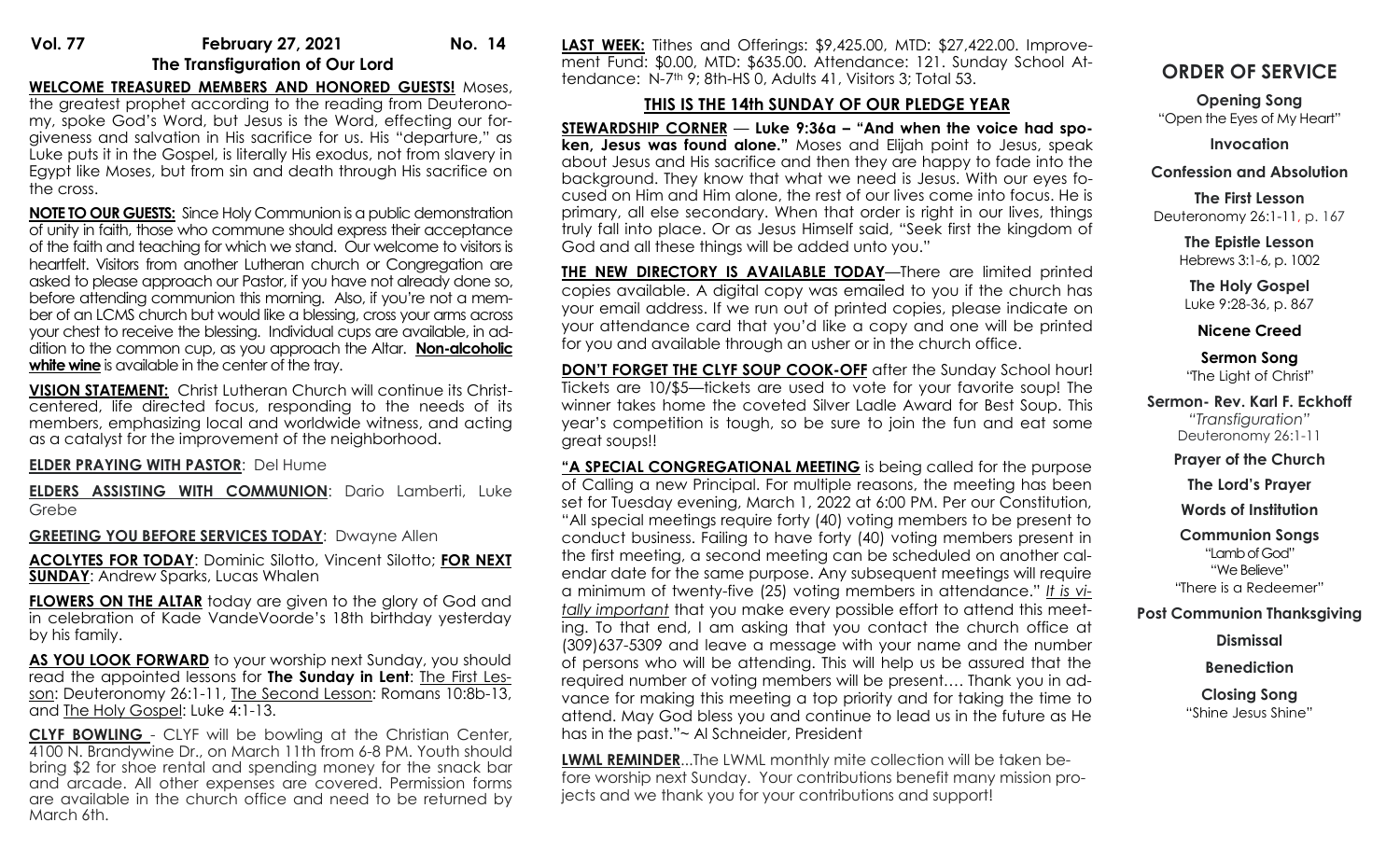**Vol. 77 February 27, 2021 No. 14**

**The Transfiguration of Our Lord**

**WELCOME TREASURED MEMBERS AND HONORED GUESTS!** Moses, the greatest prophet according to the reading from Deuteronomy, spoke God's Word, but Jesus is the Word, effecting our forgiveness and salvation in His sacrifice for us. His "departure," as Luke puts it in the Gospel, is literally His exodus, not from slavery in Egypt like Moses, but from sin and death through His sacrifice on the cross.

**NOTE TO OUR GUESTS:** Since Holy Communion is a public demonstration of unity in faith, those who commune should express their acceptance of the faith and teaching for which we stand. Our welcome to visitors is heartfelt. Visitors from another Lutheran church or Congregation are asked to please approach our Pastor, if you have not already done so, before attending communion this morning. Also, if you're not a member of an LCMS church but would like a blessing, cross your arms across your chest to receive the blessing. Individual cups are available, in addition to the common cup, as you approach the Altar. **Non-alcoholic white wine** is available in the center of the tray.

**VISION STATEMENT:** Christ Lutheran Church will continue its Christ-centered, life directed focus, responding to the needs of its members, emphasizing local and worldwide witness, and acting as a catalyst for the improvement of the neighborhood.

**ELDER PRAYING WITH PASTOR**: Del Hume

**ELDERS ASSISTING WITH COMMUNION**: Dario Lamberti, Luke Grebe

**GREETING YOU BEFORE SERVICES TODAY**: Dwayne Allen

**ACOLYTES FOR TODAY**: Dominic Silotto, Vincent Silotto; **FOR NEXT SUNDAY**: Andrew Sparks, Lucas Whalen

**FLOWERS ON THE ALTAR** today are given to the glory of God and in celebration of Kade VandeVoorde's 18th birthday yesterday by his family.

**AS YOU LOOK FORWARD** to your worship next Sunday, you should read the appointed lessons for **The Sunday in Lent**: The First Lesson: Deuteronomy 26:1-11, The Second Lesson: Romans 10:8b-13, and The Holy Gospel: Luke 4:1-13.

**CLYF BOWLING** - CLYF will be bowling at the Christian Center, 4100 N. Brandywine Dr., on March 11th from 6-8 PM. Youth should bring $2 for shoe rental and spending money for the snack bar and arcade. All other expenses are covered. Permission forms are available in the church office and need to be returned by March 6th.

**LAST WEEK:** Tithes and Offerings: $9,425.00, MTD: $27,422.00. Improvement Fund: $0.00, MTD: $635.00. Attendance: 121. Sunday School Attendance: N-7th 9; 8th-HS 0, Adults 41, Visitors 3; Total 53.

## THIS IS THE 14th SUNDAY OF OUR PLEDGE YEAR

**STEWARDSHIP CORNER** — **Luke 9:36a – "And when the voice had spoken, Jesus was found alone."** Moses and Elijah point to Jesus, speak about Jesus and His sacrifice and then they are happy to fade into the background. They know that what we need is Jesus. With our eyes focused on Him and Him alone, the rest of our lives come into focus. He is primary, all else secondary. When that order is right in our lives, things truly fall into place. Or as Jesus Himself said, "Seek first the kingdom of God and all these things will be added unto you."

**THE NEW DIRECTORY IS AVAILABLE TODAY**—There are limited printed copies available. A digital copy was emailed to you if the church has your email address. If we run out of printed copies, please indicate on your attendance card that you'd like a copy and one will be printed for you and available through an usher or in the church office.

**DON'T FORGET THE CLYF SOUP COOK-OFF** after the Sunday School hour! Tickets are 10/$5—tickets are used to vote for your favorite soup! The winner takes home the coveted Silver Ladle Award for Best Soup. This year's competition is tough, so be sure to join the fun and eat some great soups!!

**"A SPECIAL CONGREGATIONAL MEETING** is being called for the purpose of Calling a new Principal. For multiple reasons, the meeting has been set for Tuesday evening, March 1, 2022 at 6:00 PM. Per our Constitution, "All special meetings require forty (40) voting members to be present to conduct business. Failing to have forty (40) voting members present in the first meeting, a second meeting can be scheduled on another calendar date for the same purpose. Any subsequent meetings will require a minimum of twenty-five (25) voting members in attendance." *It is vitally important* that you make every possible effort to attend this meeting. To that end, I am asking that you contact the church office at (309)637-5309 and leave a message with your name and the number of persons who will be attending. This will help us be assured that the required number of voting members will be present…. Thank you in advance for making this meeting a top priority and for taking the time to attend. May God bless you and continue to lead us in the future as He has in the past."~ Al Schneider, President

**LWML REMINDER**...The LWML monthly mite collection will be taken before worship next Sunday. Your contributions benefit many mission projects and we thank you for your contributions and support!

## ORDER OF SERVICE

**Opening Song**
"Open the Eyes of My Heart"

**Invocation**

**Confession and Absolution**

**The First Lesson**
Deuteronomy 26:1-11, p. 167

**The Epistle Lesson**
Hebrews 3:1-6, p. 1002

**The Holy Gospel**
Luke 9:28-36, p. 867

**Nicene Creed**

**Sermon Song**
"The Light of Christ"

**Sermon- Rev. Karl F. Eckhoff**
*"Transfiguration"*
Deuteronomy 26:1-11

**Prayer of the Church**

**The Lord's Prayer**

**Words of Institution**

**Communion Songs**
"Lamb of God"
"We Believe"
"There is a Redeemer"

**Post Communion Thanksgiving**

**Dismissal**

**Benediction**

**Closing Song**
"Shine Jesus Shine"